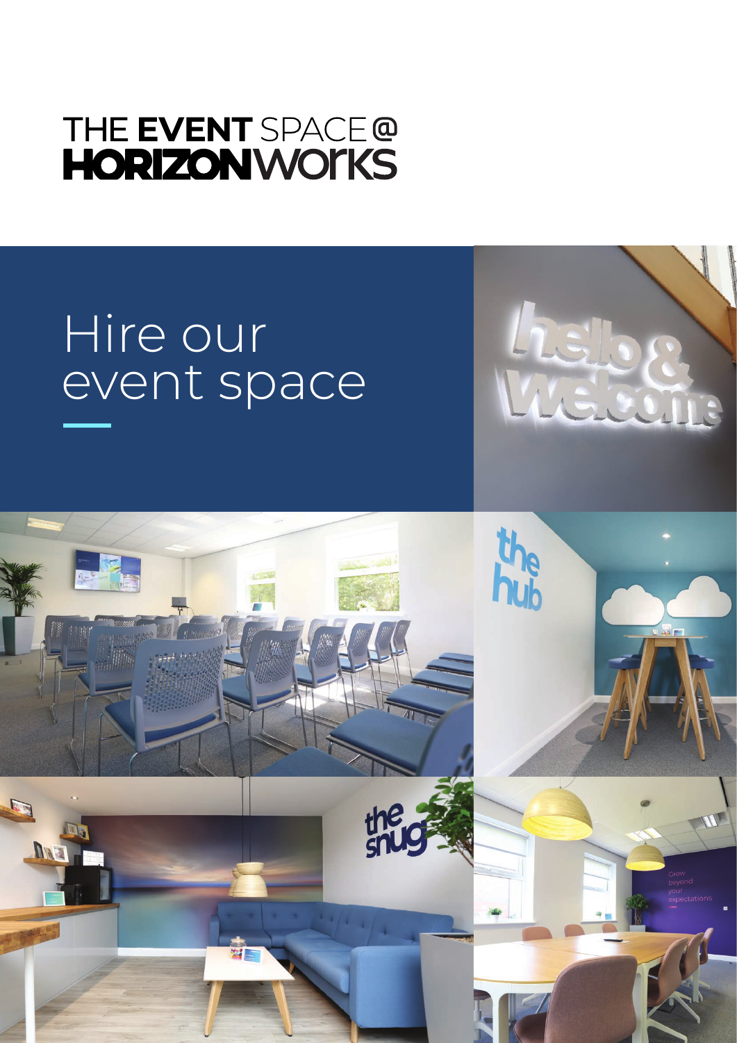# THE EVENT SPACE @ HORIZONWORKS

## Hire our event space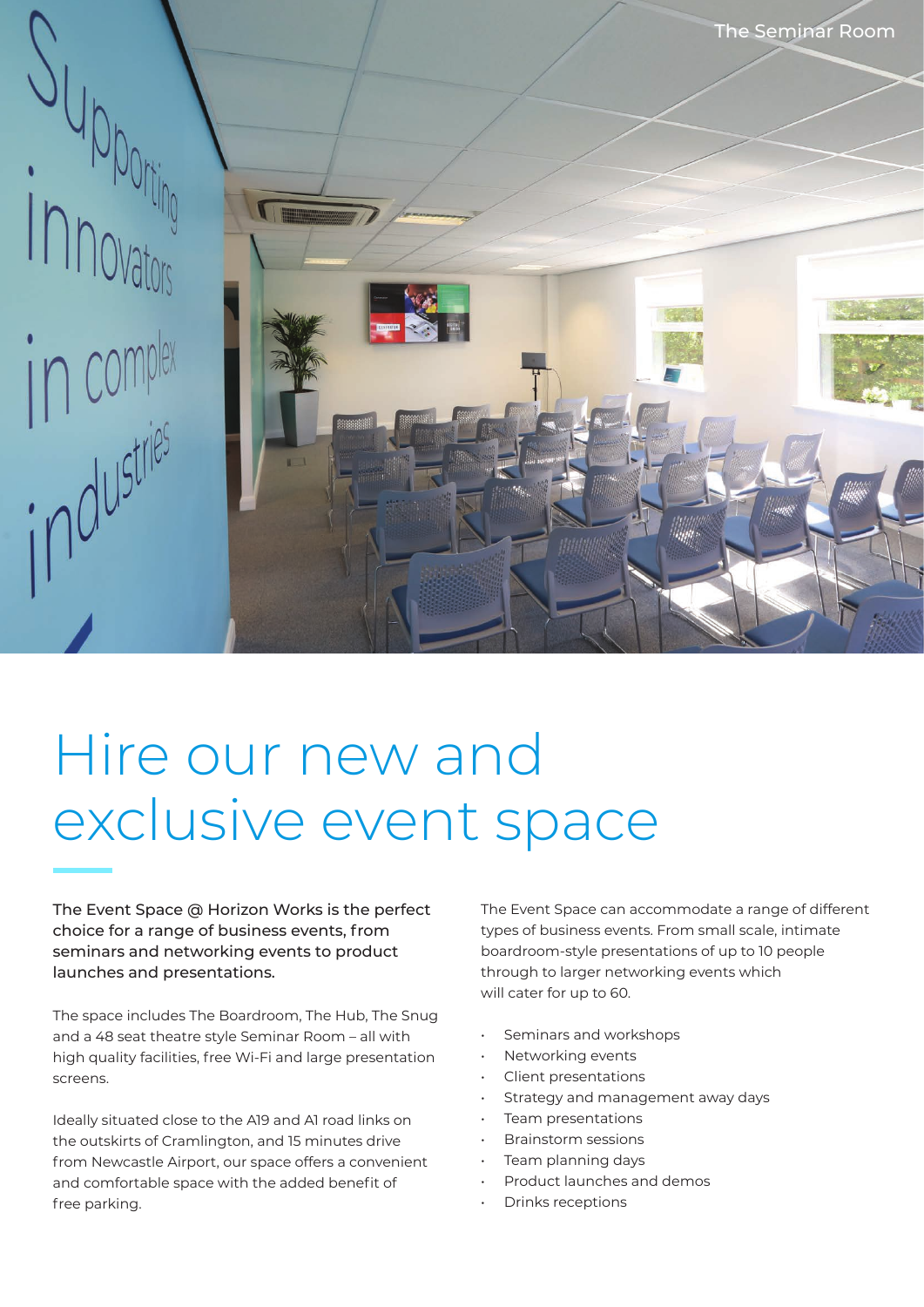The Seminar Room

# Hire our new and exclusive event space

**The Event Space @ Horizon Works is the perfect choice for a range of business events, from seminars and networking events to product launches and presentations.**

The space includes The Boardroom, The Hub, The Snug and a 48 seat theatre style Seminar Room – all with high quality facilities, free Wi-Fi and large presentation screens.

Ideally situated close to the A19 and A1 road links on the outskirts of Cramlington, and 15 minutes drive from Newcastle Airport, our space offers a convenient and comfortable space with the added benefit of free parking.

The Event Space can accommodate a range of different types of business events. From small scale, intimate boardroom-style presentations of up to 10 people through to larger networking events which will cater for up to 60.

- Seminars and workshops
- Networking events
- Client presentations
- Strategy and management away days
- Team presentations
- Brainstorm sessions
- Team planning days
- Product launches and demos
- Drinks receptions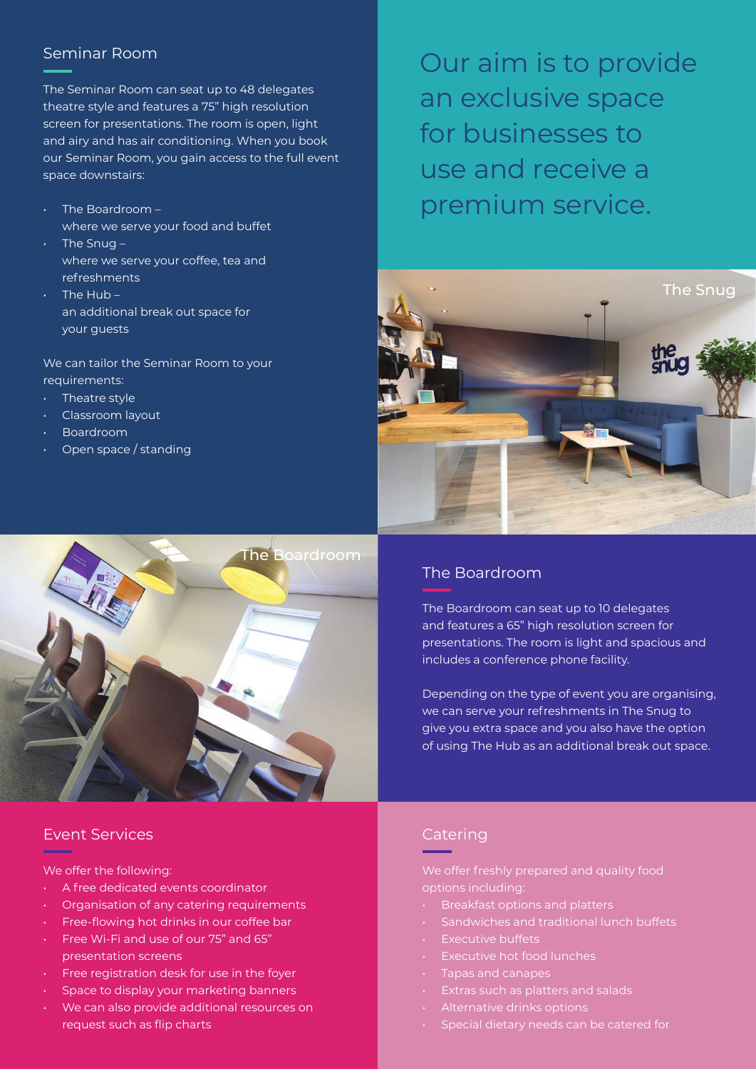## Seminar Room

The Seminar Room can seat up to 48 delegates theatre style and features a 75" high resolution screen for presentations. The room is open, light and airy and has air conditioning. When you book our Seminar Room, you gain access to the full event space downstairs:

- The Boardroom – where we serve your food and buffet
- The Snug – where we serve your coffee, tea and refreshments
- The Hub – an additional break out space for your guests

We can tailor the Seminar Room to your requirements:

- Theatre style
- Classroom layout
- Boardroom
- Open space / standing

Our aim is to provide an exclusive space for businesses to use and receive a premium service.

The Snug

The Boardroom

## The Boardroom

The Boardroom can seat up to 10 delegates and features a 65" high resolution screen for presentations. The room is light and spacious and includes a conference phone facility.

Depending on the type of event you are organising, we can serve your refreshments in The Snug to give you extra space and you also have the option of using The Hub as an additional break out space.

## Event Services

We offer the following:

- A free dedicated events coordinator
- Organisation of any catering requirements
- Free-flowing hot drinks in our coffee bar
- Free Wi-Fi and use of our 75" and 65" presentation screens
- Free registration desk for use in the foyer
- Space to display your marketing banners
- We can also provide additional resources on request such as flip charts

## Catering

We offer freshly prepared and quality food options including:

- Breakfast options and platters
- Sandwiches and traditional lunch buffets
- Executive buffets
- Executive hot food lunches
- Tapas and canapes
- Extras such as platters and salads
- Alternative drinks options
- Special dietary needs can be catered for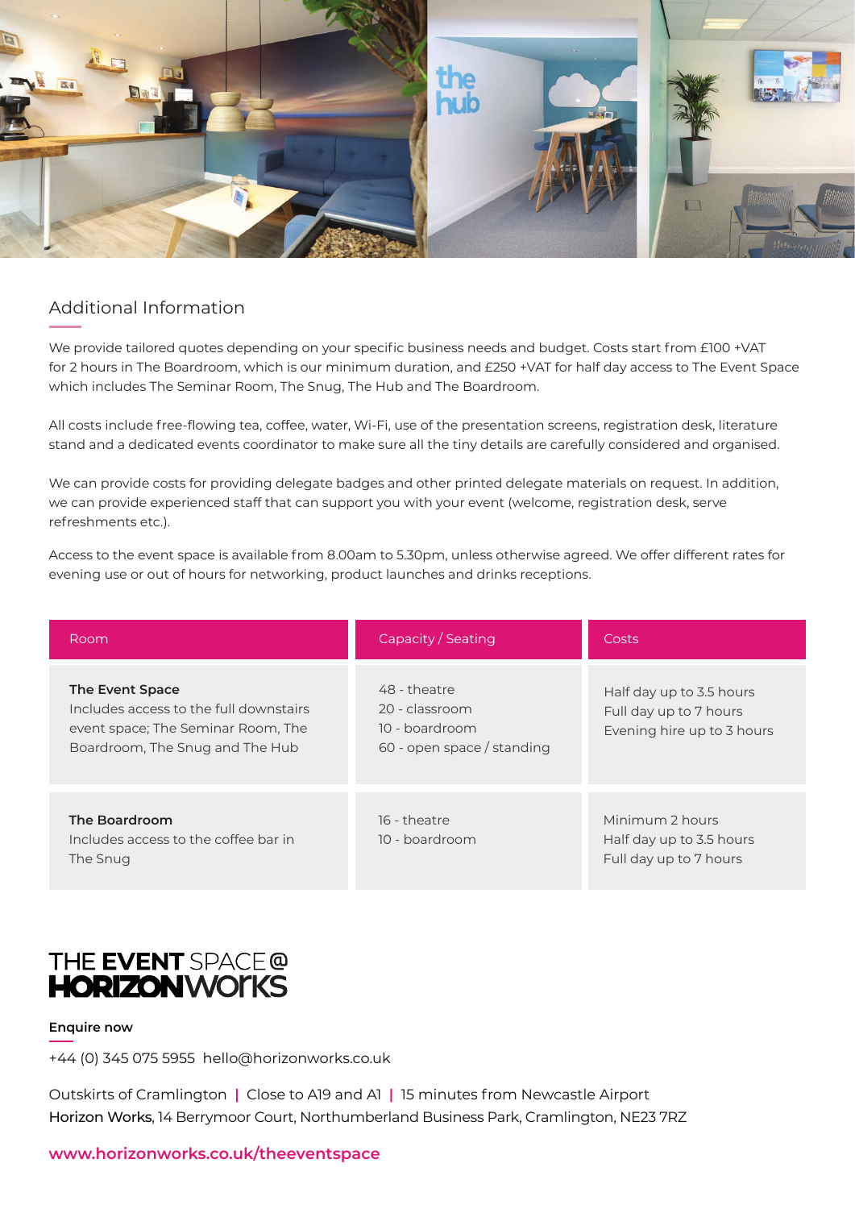## Additional Information

We provide tailored quotes depending on your specific business needs and budget. Costs start from £100 +VAT for 2 hours in The Boardroom, which is our minimum duration, and £250 +VAT for half day access to The Event Space which includes The Seminar Room, The Snug, The Hub and The Boardroom.

All costs include free-flowing tea, coffee, water, Wi-Fi, use of the presentation screens, registration desk, literature stand and a dedicated events coordinator to make sure all the tiny details are carefully considered and organised.

We can provide costs for providing delegate badges and other printed delegate materials on request. In addition, we can provide experienced staff that can support you with your event (welcome, registration desk, serve refreshments etc.).

Access to the event space is available from 8.00am to 5.30pm, unless otherwise agreed. We offer different rates for evening use or out of hours for networking, product launches and drinks receptions.

| Room | Capacity / Seating | Costs |
|---|---|---|
| **The Event Space**<br>Includes access to the full downstairs event space; The Seminar Room, The Boardroom, The Snug and The Hub | 48 - theatre<br>20 - classroom<br>10 - boardroom<br>60 - open space / standing | Half day up to 3.5 hours<br>Full day up to 7 hours<br>Evening hire up to 3 hours |
| **The Boardroom**<br>Includes access to the coffee bar in The Snug | 16 - theatre<br>10 - boardroom | Minimum 2 hours<br>Half day up to 3.5 hours<br>Full day up to 7 hours |

**THE EVENT SPACE @ HORIZONWORKS**

**Enquire now**

+44 (0) 345 075 5955 hello@horizonworks.co.uk

Outskirts of Cramlington | Close to A19 and A1 | 15 minutes from Newcastle Airport
Horizon Works, 14 Berrymoor Court, Northumberland Business Park, Cramlington, NE23 7RZ

**www.horizonworks.co.uk/theeventspace**